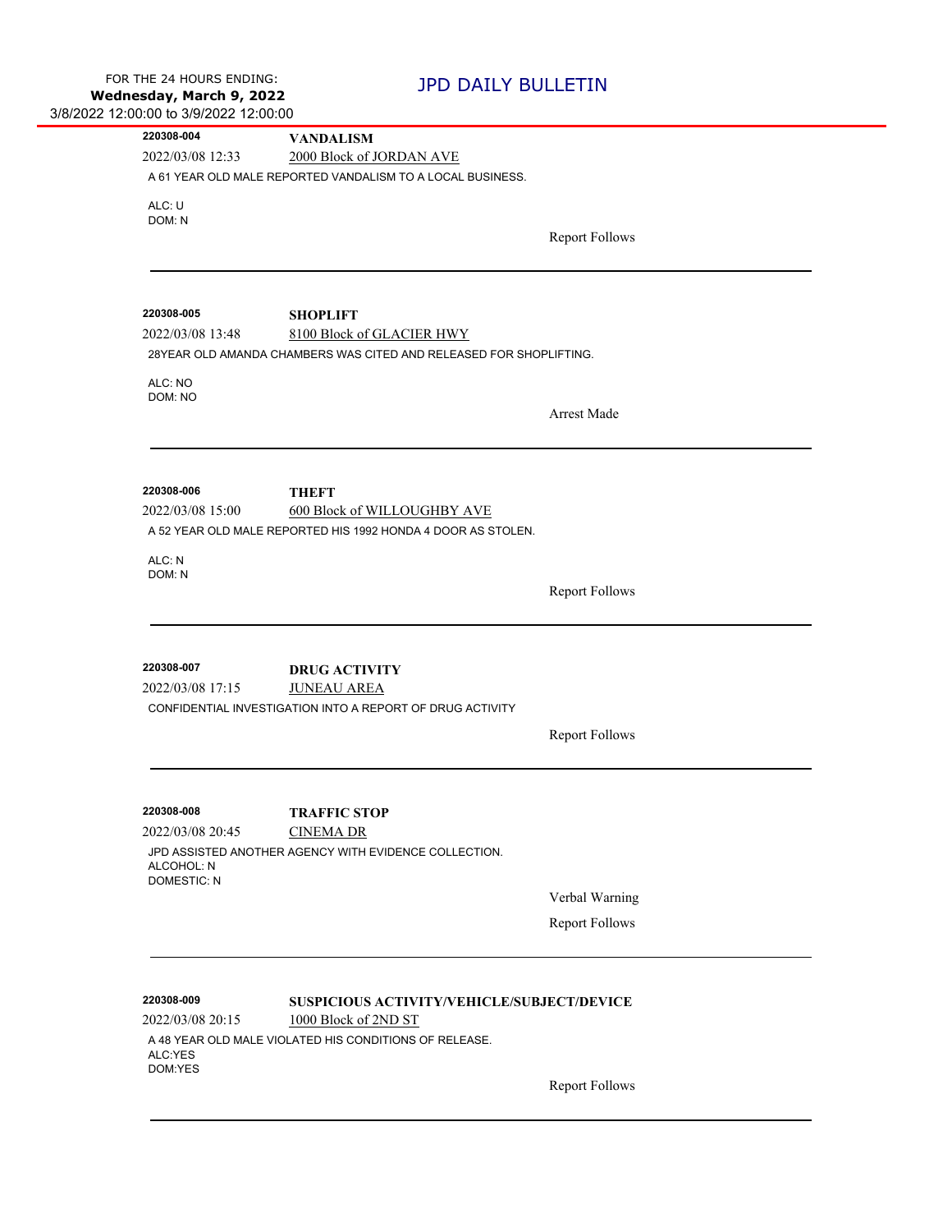FOR THE 24 HOURS ENDING:
**Wednesday, March 9, 2022**
3/8/2022 12:00:00 to 3/9/2022 12:00:00

# JPD DAILY BULLETIN

---

**220308-004** — **VANDALISM**

2022/03/08 12:33 — 2000 Block of JORDAN AVE

A 61 YEAR OLD MALE REPORTED VANDALISM TO A LOCAL BUSINESS.

ALC: U
DOM: N

Report Follows

---

**220308-005** — **SHOPLIFT**

2022/03/08 13:48 — 8100 Block of GLACIER HWY

28YEAR OLD AMANDA CHAMBERS WAS CITED AND RELEASED FOR SHOPLIFTING.

ALC: NO
DOM: NO

Arrest Made

---

**220308-006** — **THEFT**

2022/03/08 15:00 — 600 Block of WILLOUGHBY AVE

A 52 YEAR OLD MALE REPORTED HIS 1992 HONDA 4 DOOR AS STOLEN.

ALC: N
DOM: N

Report Follows

---

**220308-007** — **DRUG ACTIVITY**

2022/03/08 17:15 — JUNEAU AREA

CONFIDENTIAL INVESTIGATION INTO A REPORT OF DRUG ACTIVITY

Report Follows

---

**220308-008** — **TRAFFIC STOP**

2022/03/08 20:45 — CINEMA DR

JPD ASSISTED ANOTHER AGENCY WITH EVIDENCE COLLECTION.
ALCOHOL: N
DOMESTIC: N

Verbal Warning

Report Follows

---

**220308-009** — **SUSPICIOUS ACTIVITY/VEHICLE/SUBJECT/DEVICE**

2022/03/08 20:15 — 1000 Block of 2ND ST

A 48 YEAR OLD MALE VIOLATED HIS CONDITIONS OF RELEASE.
ALC:YES
DOM:YES

Report Follows

---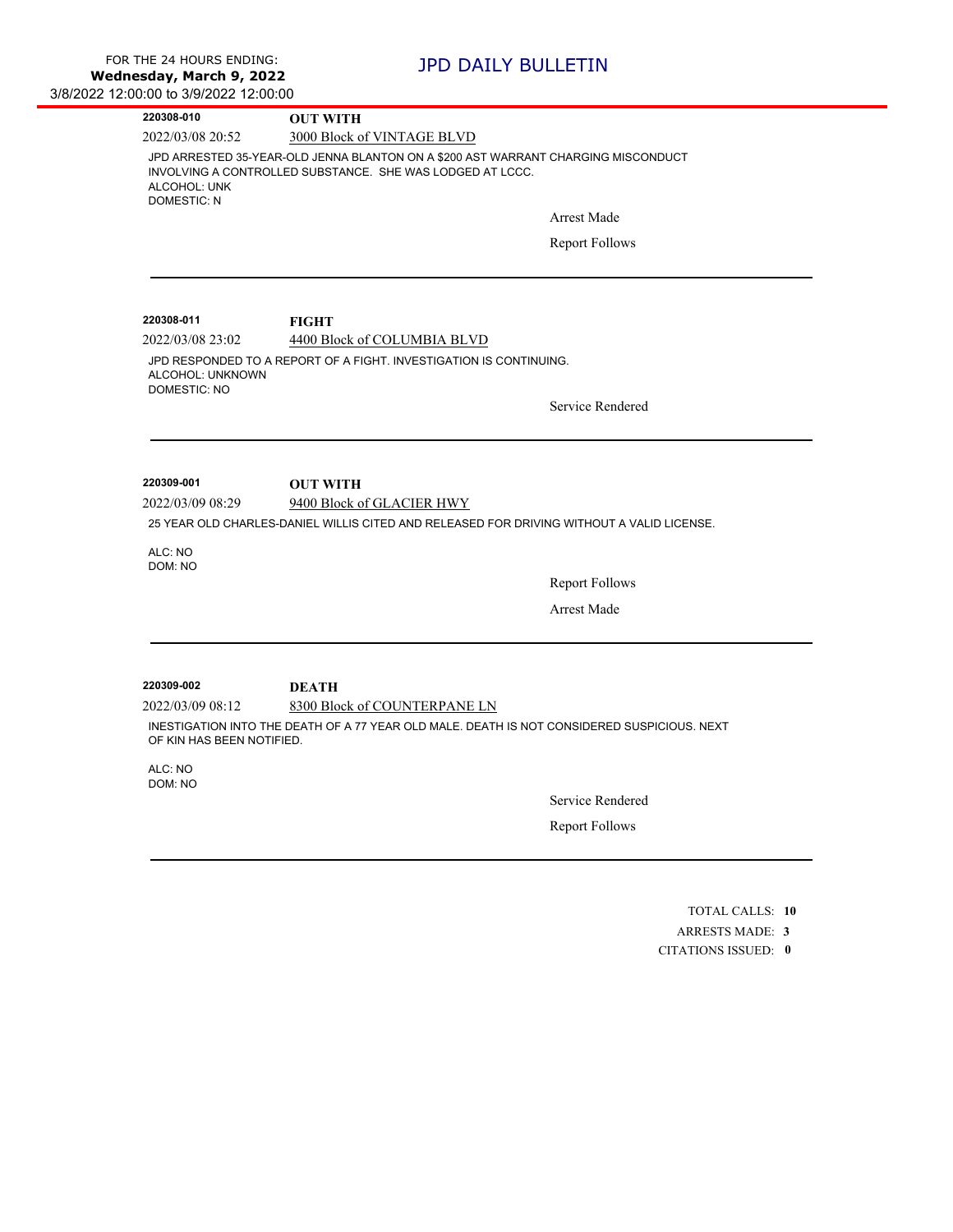FOR THE 24 HOURS ENDING:
**Wednesday, March 9, 2022**
3/8/2022 12:00:00 to 3/9/2022 12:00:00

# JPD DAILY BULLETIN

**220308-010** **OUT WITH**
2022/03/08 20:52 3000 Block of VINTAGE BLVD

JPD ARRESTED 35-YEAR-OLD JENNA BLANTON ON A $200 AST WARRANT CHARGING MISCONDUCT INVOLVING A CONTROLLED SUBSTANCE. SHE WAS LODGED AT LCCC.
ALCOHOL: UNK
DOMESTIC: N

Arrest Made
Report Follows

---

**220308-011** **FIGHT**
2022/03/08 23:02 4400 Block of COLUMBIA BLVD

JPD RESPONDED TO A REPORT OF A FIGHT. INVESTIGATION IS CONTINUING.
ALCOHOL: UNKNOWN
DOMESTIC: NO

Service Rendered

---

**220309-001** **OUT WITH**
2022/03/09 08:29 9400 Block of GLACIER HWY

25 YEAR OLD CHARLES-DANIEL WILLIS CITED AND RELEASED FOR DRIVING WITHOUT A VALID LICENSE.

ALC: NO
DOM: NO

Report Follows
Arrest Made

---

**220309-002** **DEATH**
2022/03/09 08:12 8300 Block of COUNTERPANE LN

INESTIGATION INTO THE DEATH OF A 77 YEAR OLD MALE. DEATH IS NOT CONSIDERED SUSPICIOUS. NEXT OF KIN HAS BEEN NOTIFIED.

ALC: NO
DOM: NO

Service Rendered
Report Follows

---

TOTAL CALLS: **10**
ARRESTS MADE: **3**
CITATIONS ISSUED: **0**